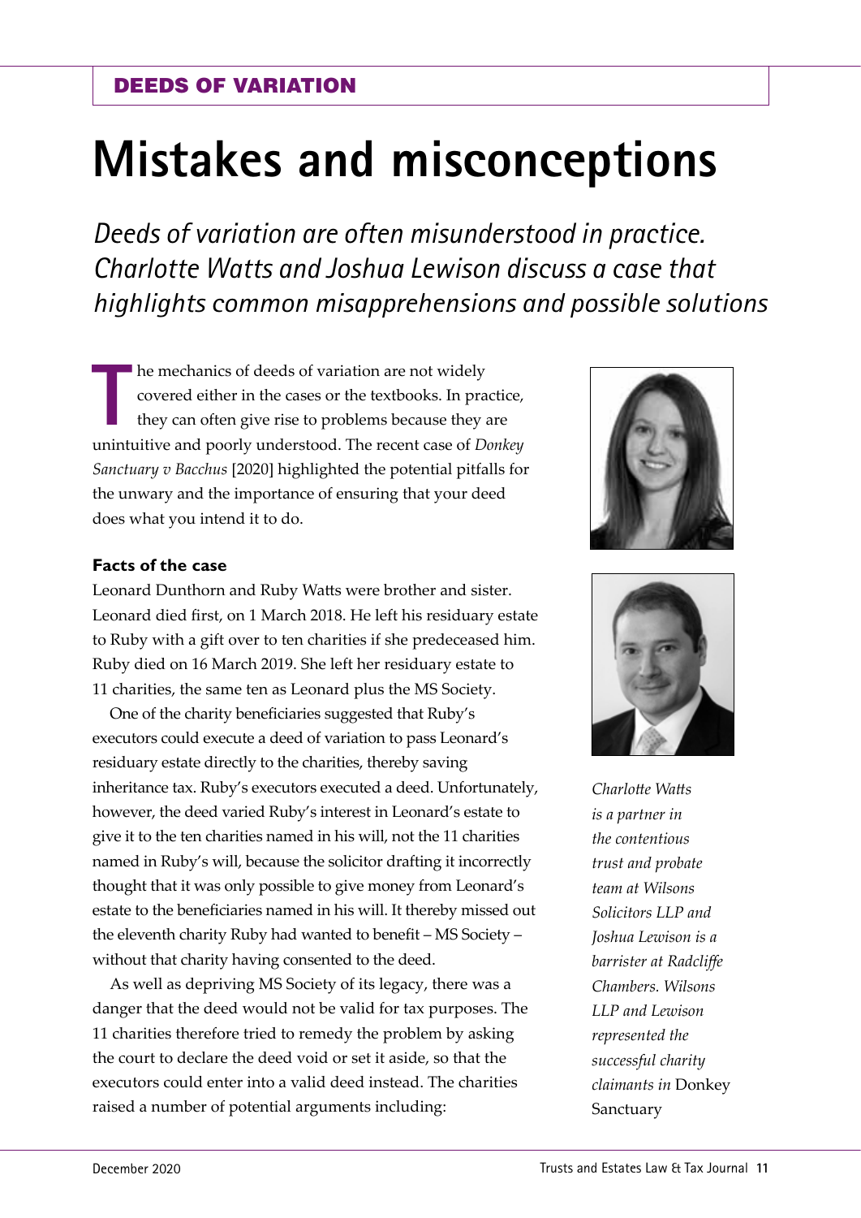DEEDS OF VARIATION

# Mistakes and misconceptions

*Deeds of variation are often misunderstood in practice. Charlotte Watts and Joshua Lewison discuss a case that highlights common misapprehensions and possible solutions*

The mechanics of deeds of variation are not widely covered either in the cases or the textbooks. In practice, they can often give rise to problems because they are unintuitive and poorly understood. The recent case of *Donkey Sanctuary v Bacchus* [2020] highlighted the potential pitfalls for the unwary and the importance of ensuring that your deed does what you intend it to do.

### Facts of the case

Leonard Dunthorn and Ruby Watts were brother and sister. Leonard died first, on 1 March 2018. He left his residuary estate to Ruby with a gift over to ten charities if she predeceased him. Ruby died on 16 March 2019. She left her residuary estate to 11 charities, the same ten as Leonard plus the MS Society.

One of the charity beneficiaries suggested that Ruby's executors could execute a deed of variation to pass Leonard's residuary estate directly to the charities, thereby saving inheritance tax. Ruby's executors executed a deed. Unfortunately, however, the deed varied Ruby's interest in Leonard's estate to give it to the ten charities named in his will, not the 11 charities named in Ruby's will, because the solicitor drafting it incorrectly thought that it was only possible to give money from Leonard's estate to the beneficiaries named in his will. It thereby missed out the eleventh charity Ruby had wanted to benefit – MS Society – without that charity having consented to the deed.

As well as depriving MS Society of its legacy, there was a danger that the deed would not be valid for tax purposes. The 11 charities therefore tried to remedy the problem by asking the court to declare the deed void or set it aside, so that the executors could enter into a valid deed instead. The charities raised a number of potential arguments including:

*Charlotte Watts is a partner in the contentious trust and probate team at Wilsons Solicitors LLP and Joshua Lewison is a barrister at Radcliffe Chambers. Wilsons LLP and Lewison represented the successful charity claimants in* Donkey Sanctuary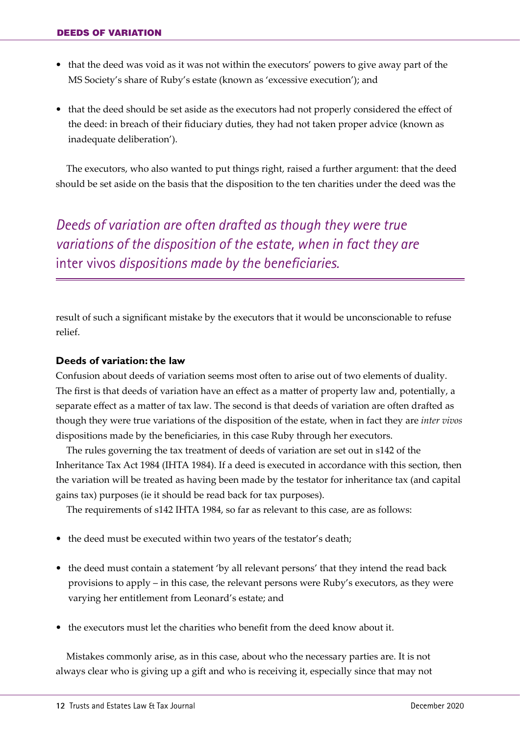- that the deed was void as it was not within the executors' powers to give away part of the MS Society's share of Ruby's estate (known as 'excessive execution'); and
- that the deed should be set aside as the executors had not properly considered the effect of the deed: in breach of their fiduciary duties, they had not taken proper advice (known as inadequate deliberation').

The executors, who also wanted to put things right, raised a further argument: that the deed should be set aside on the basis that the disposition to the ten charities under the deed was the result of such a significant mistake by the executors that it would be unconscionable to refuse relief.

> *Deeds of variation are often drafted as though they were true variations of the disposition of the estate, when in fact they are* inter vivos *dispositions made by the beneficiaries.*

### Deeds of variation: the law

Confusion about deeds of variation seems most often to arise out of two elements of duality. The first is that deeds of variation have an effect as a matter of property law and, potentially, a separate effect as a matter of tax law. The second is that deeds of variation are often drafted as though they were true variations of the disposition of the estate, when in fact they are *inter vivos* dispositions made by the beneficiaries, in this case Ruby through her executors.

The rules governing the tax treatment of deeds of variation are set out in s142 of the Inheritance Tax Act 1984 (IHTA 1984). If a deed is executed in accordance with this section, then the variation will be treated as having been made by the testator for inheritance tax (and capital gains tax) purposes (ie it should be read back for tax purposes).

The requirements of s142 IHTA 1984, so far as relevant to this case, are as follows:

- the deed must be executed within two years of the testator's death;
- the deed must contain a statement 'by all relevant persons' that they intend the read back provisions to apply – in this case, the relevant persons were Ruby's executors, as they were varying her entitlement from Leonard's estate; and
- the executors must let the charities who benefit from the deed know about it.

Mistakes commonly arise, as in this case, about who the necessary parties are. It is not always clear who is giving up a gift and who is receiving it, especially since that may not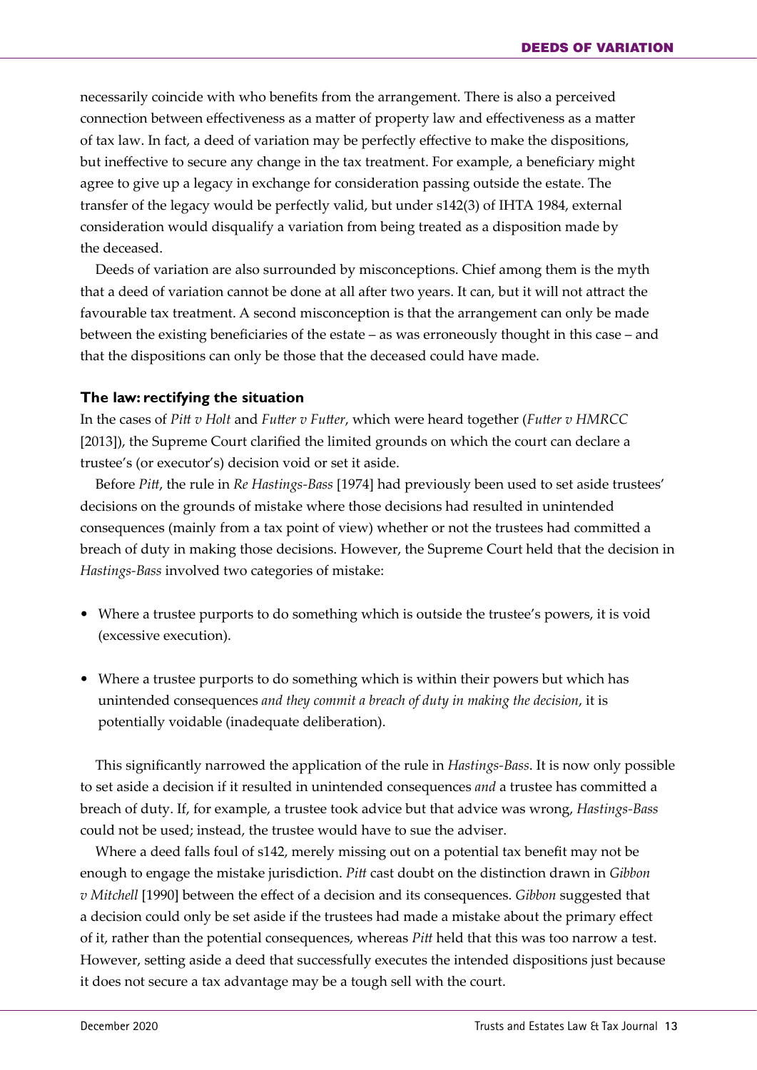necessarily coincide with who benefits from the arrangement. There is also a perceived connection between effectiveness as a matter of property law and effectiveness as a matter of tax law. In fact, a deed of variation may be perfectly effective to make the dispositions, but ineffective to secure any change in the tax treatment. For example, a beneficiary might agree to give up a legacy in exchange for consideration passing outside the estate. The transfer of the legacy would be perfectly valid, but under s142(3) of IHTA 1984, external consideration would disqualify a variation from being treated as a disposition made by the deceased.

Deeds of variation are also surrounded by misconceptions. Chief among them is the myth that a deed of variation cannot be done at all after two years. It can, but it will not attract the favourable tax treatment. A second misconception is that the arrangement can only be made between the existing beneficiaries of the estate – as was erroneously thought in this case – and that the dispositions can only be those that the deceased could have made.

### The law: rectifying the situation

In the cases of *Pitt v Holt* and *Futter v Futter*, which were heard together (*Futter v HMRCC* [2013]), the Supreme Court clarified the limited grounds on which the court can declare a trustee's (or executor's) decision void or set it aside.

Before *Pitt*, the rule in *Re Hastings-Bass* [1974] had previously been used to set aside trustees' decisions on the grounds of mistake where those decisions had resulted in unintended consequences (mainly from a tax point of view) whether or not the trustees had committed a breach of duty in making those decisions. However, the Supreme Court held that the decision in *Hastings-Bass* involved two categories of mistake:

- Where a trustee purports to do something which is outside the trustee's powers, it is void (excessive execution).
- Where a trustee purports to do something which is within their powers but which has unintended consequences *and they commit a breach of duty in making the decision*, it is potentially voidable (inadequate deliberation).

This significantly narrowed the application of the rule in *Hastings-Bass*. It is now only possible to set aside a decision if it resulted in unintended consequences *and* a trustee has committed a breach of duty. If, for example, a trustee took advice but that advice was wrong, *Hastings-Bass* could not be used; instead, the trustee would have to sue the adviser.

Where a deed falls foul of s142, merely missing out on a potential tax benefit may not be enough to engage the mistake jurisdiction. *Pitt* cast doubt on the distinction drawn in *Gibbon v Mitchell* [1990] between the effect of a decision and its consequences. *Gibbon* suggested that a decision could only be set aside if the trustees had made a mistake about the primary effect of it, rather than the potential consequences, whereas *Pitt* held that this was too narrow a test. However, setting aside a deed that successfully executes the intended dispositions just because it does not secure a tax advantage may be a tough sell with the court.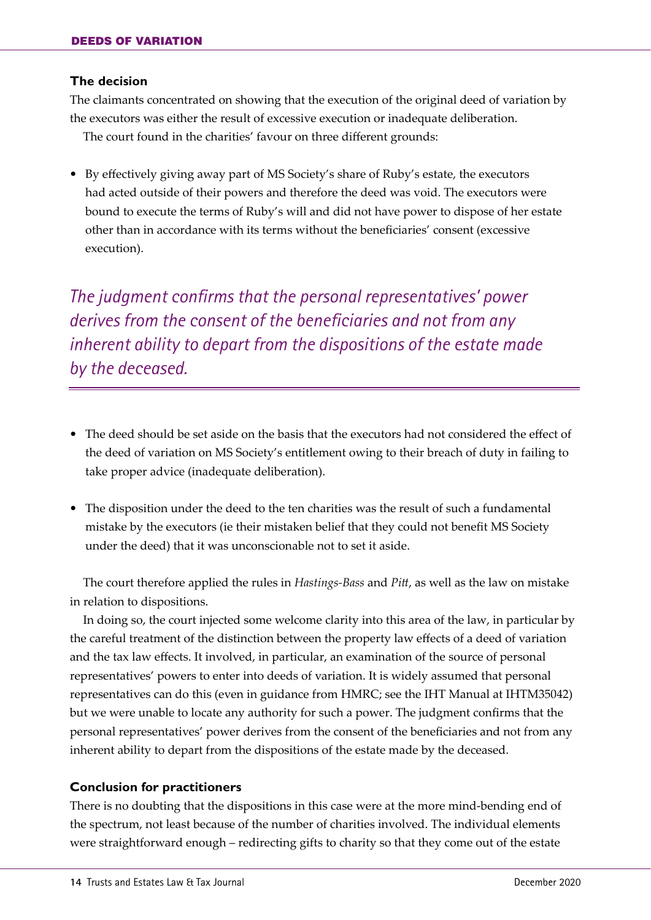### The decision

The claimants concentrated on showing that the execution of the original deed of variation by the executors was either the result of excessive execution or inadequate deliberation.

The court found in the charities' favour on three different grounds:

- By effectively giving away part of MS Society's share of Ruby's estate, the executors had acted outside of their powers and therefore the deed was void. The executors were bound to execute the terms of Ruby's will and did not have power to dispose of her estate other than in accordance with its terms without the beneficiaries' consent (excessive execution).

*The judgment confirms that the personal representatives' power derives from the consent of the beneficiaries and not from any inherent ability to depart from the dispositions of the estate made by the deceased.*

- The deed should be set aside on the basis that the executors had not considered the effect of the deed of variation on MS Society's entitlement owing to their breach of duty in failing to take proper advice (inadequate deliberation).
- The disposition under the deed to the ten charities was the result of such a fundamental mistake by the executors (ie their mistaken belief that they could not benefit MS Society under the deed) that it was unconscionable not to set it aside.

The court therefore applied the rules in *Hastings-Bass* and *Pitt*, as well as the law on mistake in relation to dispositions.

In doing so, the court injected some welcome clarity into this area of the law, in particular by the careful treatment of the distinction between the property law effects of a deed of variation and the tax law effects. It involved, in particular, an examination of the source of personal representatives' powers to enter into deeds of variation. It is widely assumed that personal representatives can do this (even in guidance from HMRC; see the IHT Manual at IHTM35042) but we were unable to locate any authority for such a power. The judgment confirms that the personal representatives' power derives from the consent of the beneficiaries and not from any inherent ability to depart from the dispositions of the estate made by the deceased.

### Conclusion for practitioners

There is no doubting that the dispositions in this case were at the more mind-bending end of the spectrum, not least because of the number of charities involved. The individual elements were straightforward enough – redirecting gifts to charity so that they come out of the estate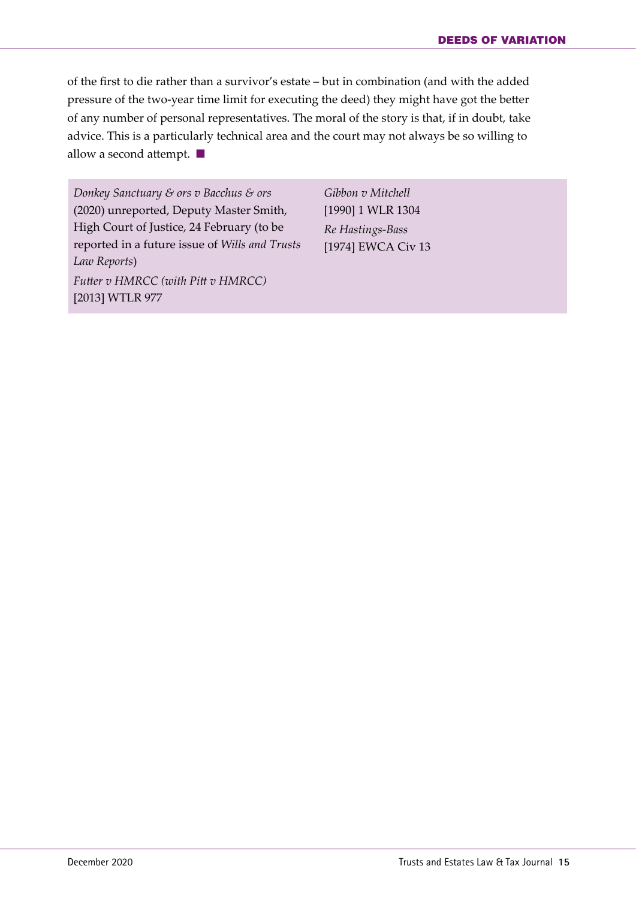of the first to die rather than a survivor's estate – but in combination (and with the added pressure of the two-year time limit for executing the deed) they might have got the better of any number of personal representatives. The moral of the story is that, if in doubt, take advice. This is a particularly technical area and the court may not always be so willing to allow a second attempt. ■

*Donkey Sanctuary & ors v Bacchus & ors* (2020) unreported, Deputy Master Smith, High Court of Justice, 24 February (to be reported in a future issue of *Wills and Trusts Law Reports*)

*Futter v HMRCC (with Pitt v HMRCC)* [2013] WTLR 977

*Gibbon v Mitchell* [1990] 1 WLR 1304

*Re Hastings-Bass* [1974] EWCA Civ 13